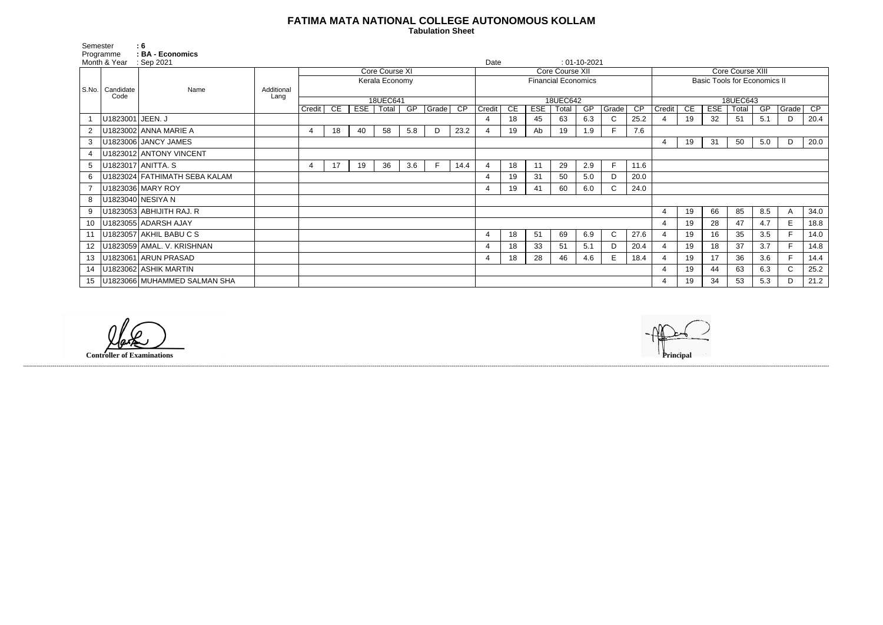# FATIMA MATA NATIONAL COLLEGE AUTONOMOUS KOLLAM

**Tabulation Sheet**

Semester : 6
Programme : BA - Economics
Month & Year : Sep 2021
Date : 01-10-2021

| S.No. | Candidate Code | Name | Additional Lang | Core Course XI | | | | | | | Core Course XII | | | | | | | Core Course XIII | | | | | | |
|---|---|---|---|---|---|---|---|---|---|---|---|---|---|---|---|---|---|---|---|---|---|---|---|---|
| | | | | Kerala Economy | | | | | | | Financial Economics | | | | | | | Basic Tools for Economics II | | | | | | |
| | | | | 18UEC641 | | | | | | | 18UEC642 | | | | | | | 18UEC643 | | | | | | |
| | | | | Credit | CE | ESE | Total | GP | Grade | CP | Credit | CE | ESE | Total | GP | Grade | CP | Credit | CE | ESE | Total | GP | Grade | CP |
| 1 | U1823001 | JEEN. J | | | | | | | | | 4 | 18 | 45 | 63 | 6.3 | C | 25.2 | 4 | 19 | 32 | 51 | 5.1 | D | 20.4 |
| 2 | U1823002 | ANNA MARIE A | | 4 | 18 | 40 | 58 | 5.8 | D | 23.2 | 4 | 19 | Ab | 19 | 1.9 | F | 7.6 | | | | | | | |
| 3 | U1823006 | JANCY JAMES | | | | | | | | | | | | | | | | 4 | 19 | 31 | 50 | 5.0 | D | 20.0 |
| 4 | U1823012 | ANTONY VINCENT | | | | | | | | | | | | | | | | | | | | | | |
| 5 | U1823017 | ANITTA. S | | 4 | 17 | 19 | 36 | 3.6 | F | 14.4 | 4 | 18 | 11 | 29 | 2.9 | F | 11.6 | | | | | | | |
| 6 | U1823024 | FATHIMATH SEBA KALAM | | | | | | | | | 4 | 19 | 31 | 50 | 5.0 | D | 20.0 | | | | | | | |
| 7 | U1823036 | MARY ROY | | | | | | | | | 4 | 19 | 41 | 60 | 6.0 | C | 24.0 | | | | | | | |
| 8 | U1823040 | NESIYA N | | | | | | | | | | | | | | | | | | | | | | |
| 9 | U1823053 | ABHIJITH RAJ. R | | | | | | | | | | | | | | | | 4 | 19 | 66 | 85 | 8.5 | A | 34.0 |
| 10 | U1823055 | ADARSH AJAY | | | | | | | | | | | | | | | | 4 | 19 | 28 | 47 | 4.7 | E | 18.8 |
| 11 | U1823057 | AKHIL BABU C S | | | | | | | | | 4 | 18 | 51 | 69 | 6.9 | C | 27.6 | 4 | 19 | 16 | 35 | 3.5 | F | 14.0 |
| 12 | U1823059 | AMAL. V. KRISHNAN | | | | | | | | | 4 | 18 | 33 | 51 | 5.1 | D | 20.4 | 4 | 19 | 18 | 37 | 3.7 | F | 14.8 |
| 13 | U1823061 | ARUN PRASAD | | | | | | | | | 4 | 18 | 28 | 46 | 4.6 | E | 18.4 | 4 | 19 | 17 | 36 | 3.6 | F | 14.4 |
| 14 | U1823062 | ASHIK MARTIN | | | | | | | | | | | | | | | | 4 | 19 | 44 | 63 | 6.3 | C | 25.2 |
| 15 | U1823066 | MUHAMMED SALMAN SHA | | | | | | | | | | | | | | | | 4 | 19 | 34 | 53 | 5.3 | D | 21.2 |

**Controller of Examinations**

**Principal**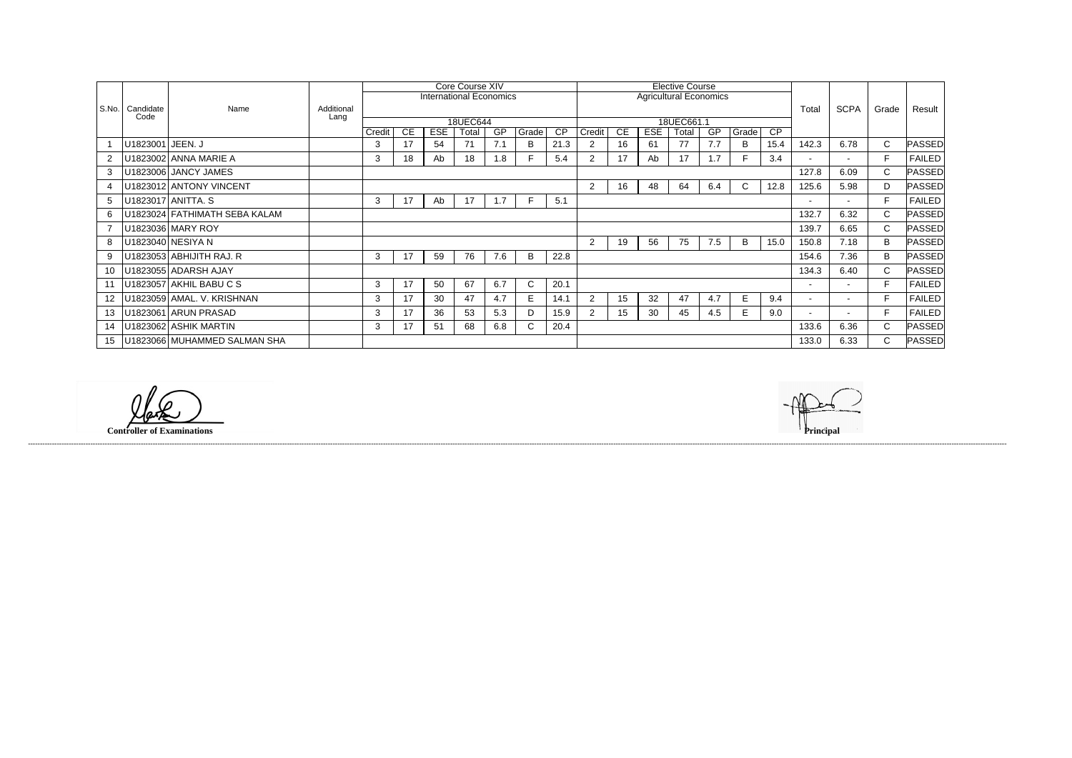| S.No. | Candidate Code | Name | Additional Lang | Core Course XIV International Economics 18UEC644 | | | | | | | Elective Course Agricultural Economics 18UEC661.1 | | | | | | | Total | SCPA | Grade | Result |
|---|---|---|---|---|---|---|---|---|---|---|---|---|---|---|---|---|---|---|---|---|---|
| | | | | Credit | CE | ESE | Total | GP | Grade | CP | Credit | CE | ESE | Total | GP | Grade | CP | | | | |
| 1 | U1823001 | JEEN. J | | 3 | 17 | 54 | 71 | 7.1 | B | 21.3 | 2 | 16 | 61 | 77 | 7.7 | B | 15.4 | 142.3 | 6.78 | C | PASSED |
| 2 | U1823002 | ANNA MARIE A | | 3 | 18 | Ab | 18 | 1.8 | F | 5.4 | 2 | 17 | Ab | 17 | 1.7 | F | 3.4 | - | - | F | FAILED |
| 3 | U1823006 | JANCY JAMES | | | | | | | | | | | | | | | | 127.8 | 6.09 | C | PASSED |
| 4 | U1823012 | ANTONY VINCENT | | | | | | | | | 2 | 16 | 48 | 64 | 6.4 | C | 12.8 | 125.6 | 5.98 | D | PASSED |
| 5 | U1823017 | ANITTA. S | | 3 | 17 | Ab | 17 | 1.7 | F | 5.1 | | | | | | | | - | - | F | FAILED |
| 6 | U1823024 | FATHIMATH SEBA KALAM | | | | | | | | | | | | | | | | 132.7 | 6.32 | C | PASSED |
| 7 | U1823036 | MARY ROY | | | | | | | | | | | | | | | | 139.7 | 6.65 | C | PASSED |
| 8 | U1823040 | NESIYA N | | | | | | | | | 2 | 19 | 56 | 75 | 7.5 | B | 15.0 | 150.8 | 7.18 | B | PASSED |
| 9 | U1823053 | ABHIJITH RAJ. R | | 3 | 17 | 59 | 76 | 7.6 | B | 22.8 | | | | | | | | 154.6 | 7.36 | B | PASSED |
| 10 | U1823055 | ADARSH AJAY | | | | | | | | | | | | | | | | 134.3 | 6.40 | C | PASSED |
| 11 | U1823057 | AKHIL BABU C S | | 3 | 17 | 50 | 67 | 6.7 | C | 20.1 | | | | | | | | - | - | F | FAILED |
| 12 | U1823059 | AMAL. V. KRISHNAN | | 3 | 17 | 30 | 47 | 4.7 | E | 14.1 | 2 | 15 | 32 | 47 | 4.7 | E | 9.4 | - | - | F | FAILED |
| 13 | U1823061 | ARUN PRASAD | | 3 | 17 | 36 | 53 | 5.3 | D | 15.9 | 2 | 15 | 30 | 45 | 4.5 | E | 9.0 | - | - | F | FAILED |
| 14 | U1823062 | ASHIK MARTIN | | 3 | 17 | 51 | 68 | 6.8 | C | 20.4 | | | | | | | | 133.6 | 6.36 | C | PASSED |
| 15 | U1823066 | MUHAMMED SALMAN SHA | | | | | | | | | | | | | | | | 133.0 | 6.33 | C | PASSED |

**Controller of Examinations**

**Principal**